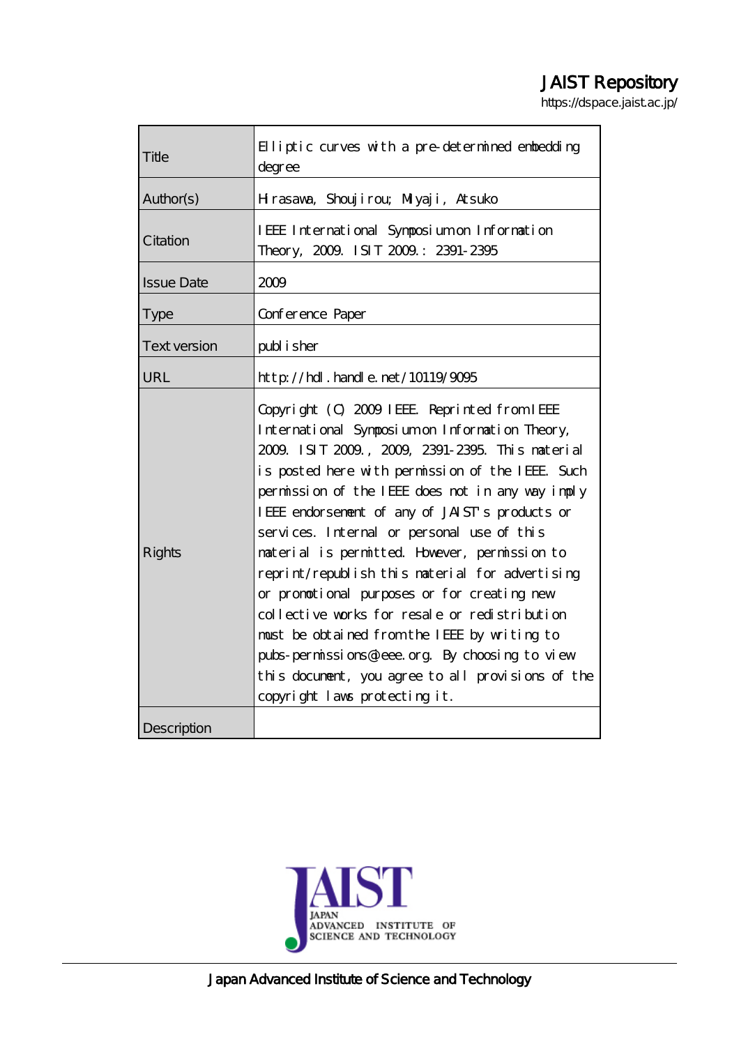# JAIST Repository

https://dspace.jaist.ac.jp/

| | |
|---|---|
| Title | Elliptic curves with a pre-determined embedding degree |
| Author(s) | Hirasawa, Shoujirou; Miyaji, Atsuko |
| Citation | IEEE International Symposium on Information Theory, 2009. ISIT 2009.: 2391-2395 |
| Issue Date | 2009 |
| Type | Conference Paper |
| Text version | publisher |
| URL | http://hdl.handle.net/10119/9095 |
| Rights | Copyright (C) 2009 IEEE. Reprinted from IEEE International Symposium on Information Theory, 2009. ISIT 2009., 2009, 2391-2395. This material is posted here with permission of the IEEE. Such permission of the IEEE does not in any way imply IEEE endorsement of any of JAIST's products or services. Internal or personal use of this material is permitted. However, permission to reprint/republish this material for advertising or promotional purposes or for creating new collective works for resale or redistribution must be obtained from the IEEE by writing to pubs-permissions@ieee.org. By choosing to view this document, you agree to all provisions of the copyright laws protecting it. |
| Description | |

JAPAN ADVANCED INSTITUTE OF SCIENCE AND TECHNOLOGY

Japan Advanced Institute of Science and Technology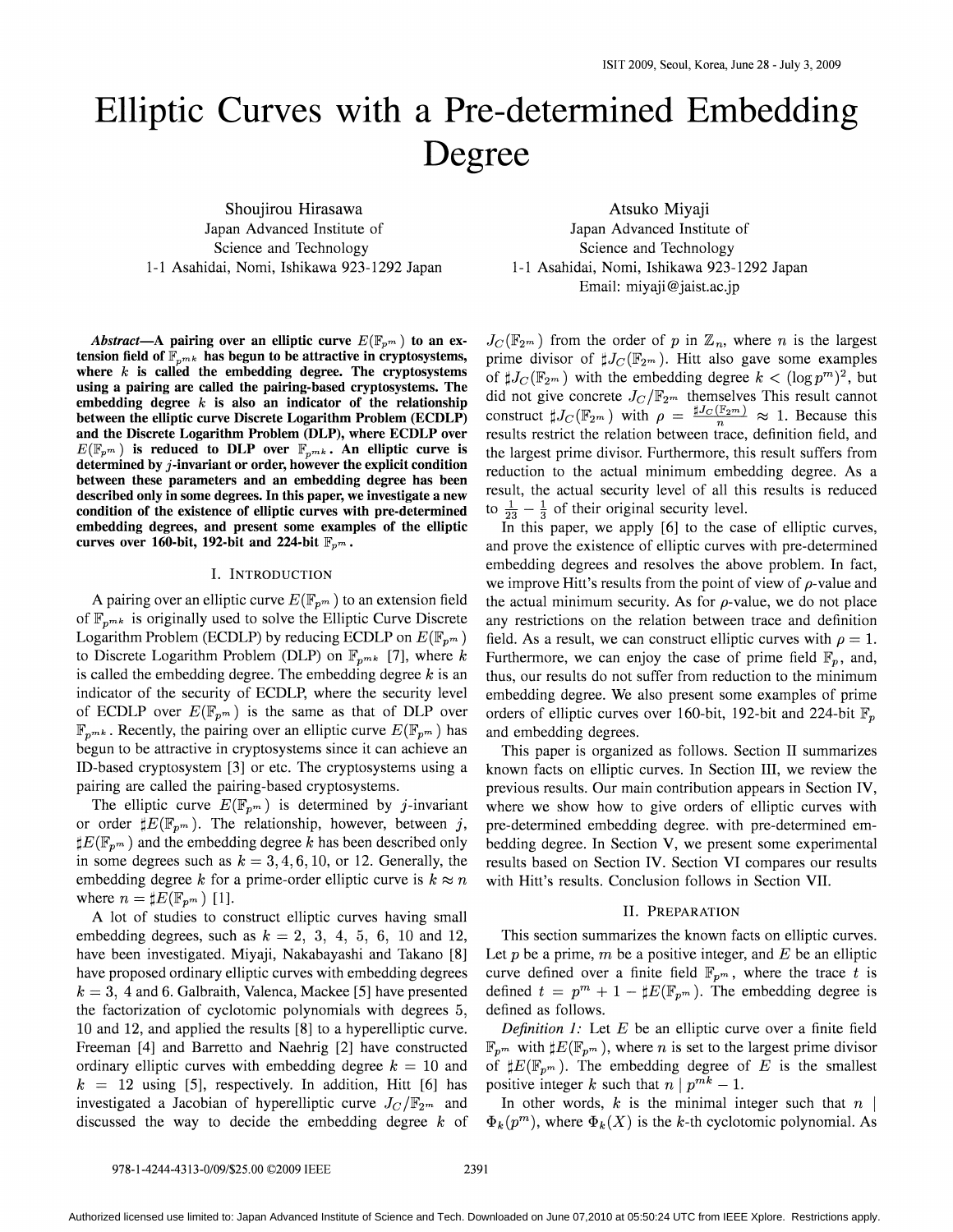# Elliptic Curves with a Pre-determined Embedding Degree

Shoujirou Hirasawa
Japan Advanced Institute of
Science and Technology
1-1 Asahidai, Nomi, Ishikawa 923-1292 Japan

Atsuko Miyaji
Japan Advanced Institute of
Science and Technology
1-1 Asahidai, Nomi, Ishikawa 923-1292 Japan
Email: miyaji@jaist.ac.jp

***Abstract*—A pairing over an elliptic curve $E(\mathbb{F}_{p^m})$ to an extension field of $\mathbb{F}_{p^{mk}}$ has begun to be attractive in cryptosystems, where $k$ is called the embedding degree. The cryptosystems using a pairing are called the pairing-based cryptosystems. The embedding degree $k$ is also an indicator of the relationship between the elliptic curve Discrete Logarithm Problem (ECDLP) and the Discrete Logarithm Problem (DLP), where ECDLP over $E(\mathbb{F}_{p^m})$ is reduced to DLP over $\mathbb{F}_{p^{mk}}$. An elliptic curve is determined by $j$-invariant or order, however the explicit condition between these parameters and an embedding degree has been described only in some degrees. In this paper, we investigate a new condition of the existence of elliptic curves with pre-determined embedding degrees, and present some examples of the elliptic curves over 160-bit, 192-bit and 224-bit $\mathbb{F}_{p^m}$.**

## I. Introduction

A pairing over an elliptic curve $E(\mathbb{F}_{p^m})$ to an extension field of $\mathbb{F}_{p^{mk}}$ is originally used to solve the Elliptic Curve Discrete Logarithm Problem (ECDLP) by reducing ECDLP on $E(\mathbb{F}_{p^m})$ to Discrete Logarithm Problem (DLP) on $\mathbb{F}_{p^{mk}}$ [7], where $k$ is called the embedding degree. The embedding degree $k$ is an indicator of the security of ECDLP, where the security level of ECDLP over $E(\mathbb{F}_{p^m})$ is the same as that of DLP over $\mathbb{F}_{p^{mk}}$. Recently, the pairing over an elliptic curve $E(\mathbb{F}_{p^m})$ has begun to be attractive in cryptosystems since it can achieve an ID-based cryptosystem [3] or etc. The cryptosystems using a pairing are called the pairing-based cryptosystems.

The elliptic curve $E(\mathbb{F}_{p^m})$ is determined by $j$-invariant or order $\sharp E(\mathbb{F}_{p^m})$. The relationship, however, between $j$, $\sharp E(\mathbb{F}_{p^m})$ and the embedding degree $k$ has been described only in some degrees such as $k = 3, 4, 6, 10$, or 12. Generally, the embedding degree $k$ for a prime-order elliptic curve is $k \approx n$ where $n = \sharp E(\mathbb{F}_{p^m})$ [1].

A lot of studies to construct elliptic curves having small embedding degrees, such as $k = 2,\ 3,\ 4,\ 5,\ 6,\ 10$ and 12, have been investigated. Miyaji, Nakabayashi and Takano [8] have proposed ordinary elliptic curves with embedding degrees $k = 3$, 4 and 6. Galbraith, Valenca, Mackee [5] have presented the factorization of cyclotomic polynomials with degrees 5, 10 and 12, and applied the results [8] to a hyperelliptic curve. Freeman [4] and Barretto and Naehrig [2] have constructed ordinary elliptic curves with embedding degree $k = 10$ and $k = 12$ using [5], respectively. In addition, Hitt [6] has investigated a Jacobian of hyperelliptic curve $J_C/\mathbb{F}_{2^m}$ and discussed the way to decide the embedding degree $k$ of $J_C(\mathbb{F}_{2^m})$ from the order of $p$ in $\mathbb{Z}_n$, where $n$ is the largest prime divisor of $\sharp J_C(\mathbb{F}_{2^m})$. Hitt also gave some examples of $\sharp J_C(\mathbb{F}_{2^m})$ with the embedding degree $k < (\log p^m)^2$, but did not give concrete $J_C/\mathbb{F}_{2^m}$ themselves This result cannot construct $\sharp J_C(\mathbb{F}_{2^m})$ with $\rho = \frac{\sharp J_C(\mathbb{F}_{2^m})}{n} \approx 1$. Because this results restrict the relation between trace, definition field, and the largest prime divisor. Furthermore, this result suffers from reduction to the actual minimum embedding degree. As a result, the actual security level of all this results is reduced to $\frac{1}{23} - \frac{1}{3}$ of their original security level.

In this paper, we apply [6] to the case of elliptic curves, and prove the existence of elliptic curves with pre-determined embedding degrees and resolves the above problem. In fact, we improve Hitt's results from the point of view of $\rho$-value and the actual minimum security. As for $\rho$-value, we do not place any restrictions on the relation between trace and definition field. As a result, we can construct elliptic curves with $\rho = 1$. Furthermore, we can enjoy the case of prime field $\mathbb{F}_p$, and, thus, our results do not suffer from reduction to the minimum embedding degree. We also present some examples of prime orders of elliptic curves over 160-bit, 192-bit and 224-bit $\mathbb{F}_p$ and embedding degrees.

This paper is organized as follows. Section II summarizes known facts on elliptic curves. In Section III, we review the previous results. Our main contribution appears in Section IV, where we show how to give orders of elliptic curves with pre-determined embedding degree. with pre-determined embedding degree. In Section V, we present some experimental results based on Section IV. Section VI compares our results with Hitt's results. Conclusion follows in Section VII.

## II. Preparation

This section summarizes the known facts on elliptic curves. Let $p$ be a prime, $m$ be a positive integer, and $E$ be an elliptic curve defined over a finite field $\mathbb{F}_{p^m}$, where the trace $t$ is defined $t = p^m + 1 - \sharp E(\mathbb{F}_{p^m})$. The embedding degree is defined as follows.

*Definition 1:* Let $E$ be an elliptic curve over a finite field $\mathbb{F}_{p^m}$ with $\sharp E(\mathbb{F}_{p^m})$, where $n$ is set to the largest prime divisor of $\sharp E(\mathbb{F}_{p^m})$. The embedding degree of $E$ is the smallest positive integer $k$ such that $n \mid p^{mk} - 1$.

In other words, $k$ is the minimal integer such that $n \mid \Phi_k(p^m)$, where $\Phi_k(X)$ is the $k$-th cyclotomic polynomial. As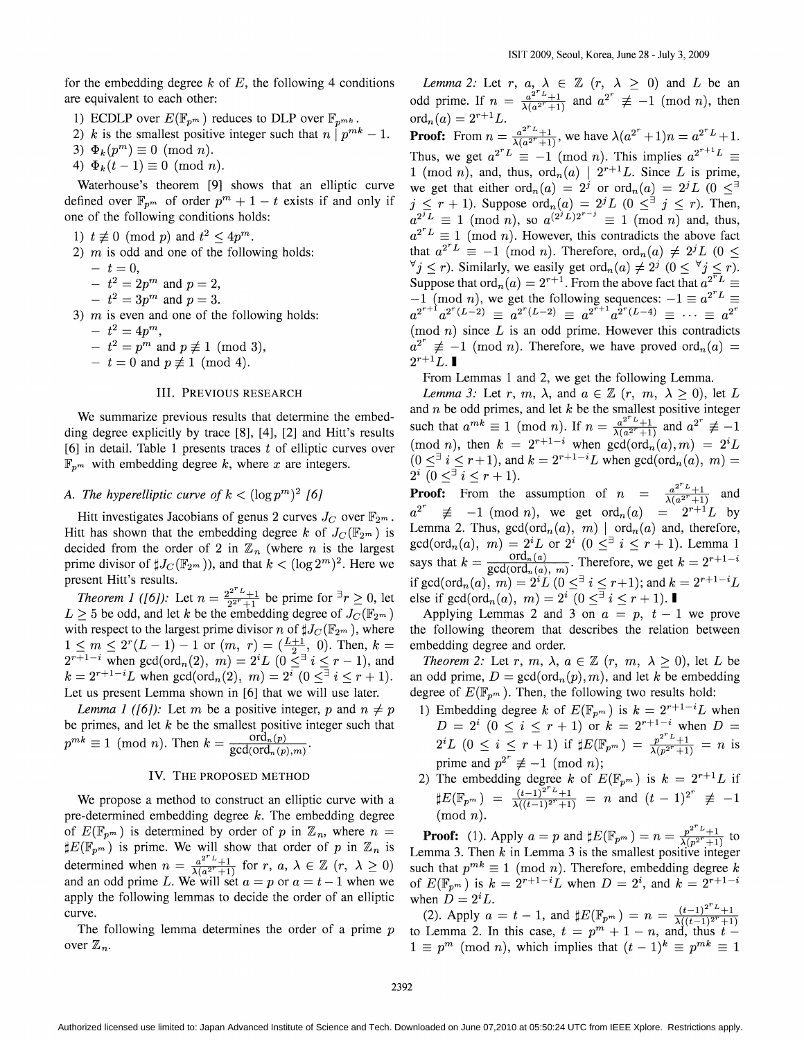for the embedding degree $k$ of $E$, the following 4 conditions are equivalent to each other:

1) ECDLP over $E(\mathbb{F}_{p^m})$ reduces to DLP over $\mathbb{F}_{p^{mk}}$.
2) $k$ is the smallest positive integer such that $n \mid p^{mk} - 1$.
3) $\Phi_k(p^m) \equiv 0 \pmod{n}$.
4) $\Phi_k(t-1) \equiv 0 \pmod{n}$.

Waterhouse's theorem [9] shows that an elliptic curve defined over $\mathbb{F}_{p^m}$ of order $p^m + 1 - t$ exists if and only if one of the following conditions holds:

1) $t \not\equiv 0 \pmod{p}$ and $t^2 \leq 4p^m$.
2) $m$ is odd and one of the following holds:
   - $t = 0$,
   - $t^2 = 2p^m$ and $p = 2$,
   - $t^2 = 3p^m$ and $p = 3$.
3) $m$ is even and one of the following holds:
   - $t^2 = 4p^m$,
   - $t^2 = p^m$ and $p \not\equiv 1 \pmod{3}$,
   - $t = 0$ and $p \not\equiv 1 \pmod{4}$.

## III. Previous research

We summarize previous results that determine the embedding degree explicitly by trace [8], [4], [2] and Hitt's results [6] in detail. Table 1 presents traces $t$ of elliptic curves over $\mathbb{F}_{p^m}$ with embedding degree $k$, where $x$ are integers.

### A. The hyperelliptic curve of $k < (\log p^m)^2$ [6]

Hitt investigates Jacobians of genus 2 curves $J_C$ over $\mathbb{F}_{2^m}$. Hitt has shown that the embedding degree $k$ of $J_C(\mathbb{F}_{2^m})$ is decided from the order of 2 in $\mathbb{Z}_n$ (where $n$ is the largest prime divisor of $\sharp J_C(\mathbb{F}_{2^m})$), and that $k < (\log 2^m)^2$. Here we present Hitt's results.

*Theorem 1 ([6]):* Let $n = \frac{2^{2^r L}+1}{2^{2^r}+1}$ be prime for $^\exists r \geq 0$, let $L \geq 5$ be odd, and let $k$ be the embedding degree of $J_C(\mathbb{F}_{2^m})$ with respect to the largest prime divisor $n$ of $\sharp J_C(\mathbb{F}_{2^m})$, where $1 \leq m \leq 2^r(L-1) - 1$ or $(m, r) = (\frac{L+1}{2}, 0)$. Then, $k = 2^{r+1-i}$ when $\gcd(\mathrm{ord}_n(2), m) = 2^i L$ $(0 \leq^\exists i \leq r-1)$, and $k = 2^{r+1-i} L$ when $\gcd(\mathrm{ord}_n(2), m) = 2^i$ $(0 \leq^\exists i \leq r+1)$. Let us present Lemma shown in [6] that we will use later.

*Lemma 1 ([6]):* Let $m$ be a positive integer, $p$ and $n \neq p$ be primes, and let $k$ be the smallest positive integer such that $p^{mk} \equiv 1 \pmod{n}$. Then $k = \frac{\mathrm{ord}_n(p)}{\gcd(\mathrm{ord}_n(p), m)}$.

## IV. The proposed method

We propose a method to construct an elliptic curve with a pre-determined embedding degree $k$. The embedding degree of $E(\mathbb{F}_{p^m})$ is determined by order of $p$ in $\mathbb{Z}_n$, where $n = \sharp E(\mathbb{F}_{p^m})$ is prime. We will show that order of $p$ in $\mathbb{Z}_n$ is determined when $n = \frac{a^{2^r L}+1}{\lambda(a^{2^r}+1)}$ for $r, a, \lambda \in \mathbb{Z}$ $(r, \lambda \geq 0)$ and an odd prime $L$. We will set $a = p$ or $a = t - 1$ when we apply the following lemmas to decide the order of an elliptic curve.

The following lemma determines the order of a prime $p$ over $\mathbb{Z}_n$.

*Lemma 2:* Let $r, a, \lambda \in \mathbb{Z}$ $(r, \lambda \geq 0)$ and $L$ be an odd prime. If $n = \frac{a^{2^r L}+1}{\lambda(a^{2^r}+1)}$ and $a^{2^r} \not\equiv -1 \pmod{n}$, then $\mathrm{ord}_n(a) = 2^{r+1} L$.

**Proof:** From $n = \frac{a^{2^r L}+1}{\lambda(a^{2^r}+1)}$, we have $\lambda(a^{2^r}+1)n = a^{2^r L}+1$. Thus, we get $a^{2^r L} \equiv -1 \pmod{n}$. This implies $a^{2^{r+1} L} \equiv 1 \pmod{n}$, and, thus, $\mathrm{ord}_n(a) \mid 2^{r+1} L$. Since $L$ is prime, we get that either $\mathrm{ord}_n(a) = 2^j$ or $\mathrm{ord}_n(a) = 2^j L$ $(0 \leq^\exists j \leq r+1)$. Suppose $\mathrm{ord}_n(a) = 2^j L$ $(0 \leq^\exists j \leq r)$. Then, $a^{2^j L} \equiv 1 \pmod{n}$, so $a^{(2^j L)2^{r-j}} \equiv 1 \pmod{n}$ and, thus, $a^{2^r L} \equiv 1 \pmod{n}$. However, this contradicts the above fact that $a^{2^r L} \equiv -1 \pmod{n}$. Therefore, $\mathrm{ord}_n(a) \neq 2^j L$ $(0 \leq {}^\forall j \leq r)$. Similarly, we easily get $\mathrm{ord}_n(a) \neq 2^j$ $(0 \leq {}^\forall j \leq r)$. Suppose that $\mathrm{ord}_n(a) = 2^{r+1}$. From the above fact that $a^{2^r L} \equiv -1 \pmod{n}$, we get the following sequences: $-1 \equiv a^{2^r L} \equiv a^{2^{r+1}} a^{2^r(L-2)} \equiv a^{2^r(L-2)} \equiv a^{2^{r+1}} a^{2^r(L-4)} \equiv \cdots \equiv a^{2^r} \pmod{n}$ since $L$ is an odd prime. However this contradicts $a^{2^r} \not\equiv -1 \pmod{n}$. Therefore, we have proved $\mathrm{ord}_n(a) = 2^{r+1} L$. ∎

From Lemmas 1 and 2, we get the following Lemma.

*Lemma 3:* Let $r$, $m$, $\lambda$, and $a \in \mathbb{Z}$ $(r, m, \lambda \geq 0)$, let $L$ and $n$ be odd primes, and let $k$ be the smallest positive integer such that $a^{mk} \equiv 1 \pmod{n}$. If $n = \frac{a^{2^r L}+1}{\lambda(a^{2^r}+1)}$ and $a^{2^r} \not\equiv -1 \pmod{n}$, then $k = 2^{r+1-i}$ when $\gcd(\mathrm{ord}_n(a), m) = 2^i L$ $(0 \leq^\exists i \leq r+1)$, and $k = 2^{r+1-i} L$ when $\gcd(\mathrm{ord}_n(a), m) = 2^i$ $(0 \leq^\exists i \leq r+1)$.

**Proof:** From the assumption of $n = \frac{a^{2^r L}+1}{\lambda(a^{2^r}+1)}$ and $a^{2^r} \not\equiv -1 \pmod{n}$, we get $\mathrm{ord}_n(a) = 2^{r+1} L$ by Lemma 2. Thus, $\gcd(\mathrm{ord}_n(a), m) \mid \mathrm{ord}_n(a)$ and, therefore, $\gcd(\mathrm{ord}_n(a), m) = 2^i L$ or $2^i$ $(0 \leq^\exists i \leq r+1)$. Lemma 1 says that $k = \frac{\mathrm{ord}_n(a)}{\gcd(\mathrm{ord}_n(a), m)}$. Therefore, we get $k = 2^{r+1-i}$ if $\gcd(\mathrm{ord}_n(a), m) = 2^i L$ $(0 \leq^\exists i \leq r+1)$; and $k = 2^{r+1-i} L$ else if $\gcd(\mathrm{ord}_n(a), m) = 2^i$ $(0 \leq^\exists i \leq r+1)$. ∎

Applying Lemmas 2 and 3 on $a = p$, $t - 1$ we prove the following theorem that describes the relation between embedding degree and order.

*Theorem 2:* Let $r, m, \lambda, a \in \mathbb{Z}$ $(r, m, \lambda \geq 0)$, let $L$ be an odd prime, $D = \gcd(\mathrm{ord}_n(p), m)$, and let $k$ be embedding degree of $E(\mathbb{F}_{p^m})$. Then, the following two results hold:

1) Embedding degree $k$ of $E(\mathbb{F}_{p^m})$ is $k = 2^{r+1-i} L$ when $D = 2^i$ $(0 \leq i \leq r+1)$ or $k = 2^{r+1-i}$ when $D = 2^i L$ $(0 \leq i \leq r+1)$ if $\sharp E(\mathbb{F}_{p^m}) = \frac{p^{2^r L}+1}{\lambda(p^{2^r}+1)} = n$ is prime and $p^{2^r} \not\equiv -1 \pmod{n}$;
2) The embedding degree $k$ of $E(\mathbb{F}_{p^m})$ is $k = 2^{r+1} L$ if $\sharp E(\mathbb{F}_{p^m}) = \frac{(t-1)^{2^r L}+1}{\lambda((t-1)^{2^r}+1)} = n$ and $(t-1)^{2^r} \not\equiv -1 \pmod{n}$.

**Proof:** (1). Apply $a = p$ and $\sharp E(\mathbb{F}_{p^m}) = n = \frac{p^{2^r L}+1}{\lambda(p^{2^r}+1)}$ to Lemma 3. Then $k$ in Lemma 3 is the smallest positive integer such that $p^{mk} \equiv 1 \pmod{n}$. Therefore, embedding degree $k$ of $E(\mathbb{F}_{p^m})$ is $k = 2^{r+1-i} L$ when $D = 2^i$, and $k = 2^{r+1-i}$ when $D = 2^i L$.

(2). Apply $a = t - 1$, and $\sharp E(\mathbb{F}_{p^m}) = n = \frac{(t-1)^{2^r L}+1}{\lambda((t-1)^{2^r}+1)}$ to Lemma 2. In this case, $t = p^m + 1 - n$, and, thus $t - 1 \equiv p^m \pmod{n}$, which implies that $(t-1)^k \equiv p^{mk} \equiv 1$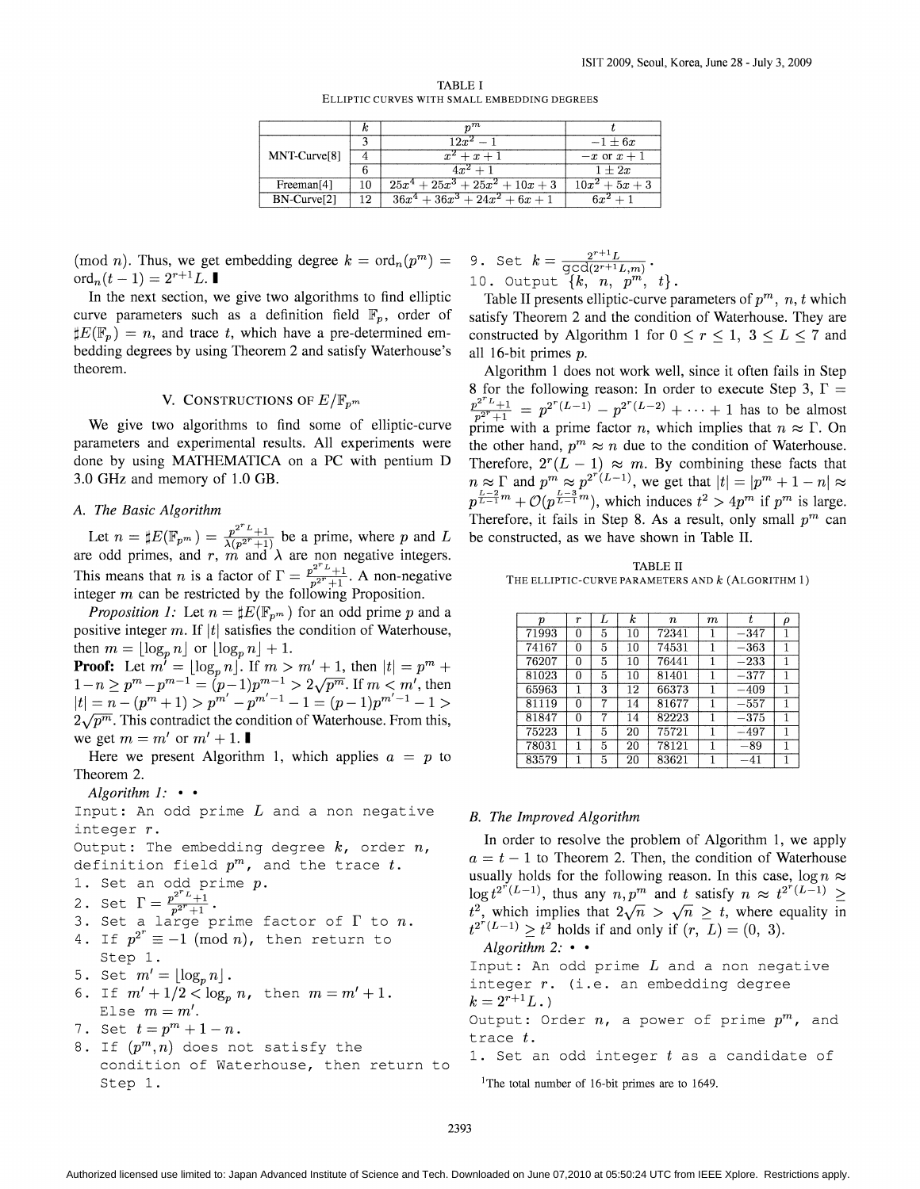TABLE I
ELLIPTIC CURVES WITH SMALL EMBEDDING DEGREES

| | $k$ | $p^m$ | $t$ |
|---|---|---|---|
| MNT-Curve[8] | 3 | $12x^2 - 1$ | $-1 \pm 6x$ |
| | 4 | $x^2 + x + 1$ | $-x$ or $x + 1$ |
| | 6 | $4x^2 + 1$ | $1 \pm 2x$ |
| Freeman[4] | 10 | $25x^4 + 25x^3 + 25x^2 + 10x + 3$ | $10x^2 + 5x + 3$ |
| BN-Curve[2] | 12 | $36x^4 + 36x^3 + 24x^2 + 6x + 1$ | $6x^2 + 1$ |

(mod $n$). Thus, we get embedding degree $k = \mathrm{ord}_n(p^m) = \mathrm{ord}_n(t-1) = 2^{r+1}L$. ∎

In the next section, we give two algorithms to find elliptic curve parameters such as a definition field $\mathbb{F}_p$, order of $\sharp E(\mathbb{F}_p) = n$, and trace $t$, which have a pre-determined embedding degrees by using Theorem 2 and satisfy Waterhouse's theorem.

## V. Constructions of $E/\mathbb{F}_{p^m}$

We give two algorithms to find some of elliptic-curve parameters and experimental results. All experiments were done by using MATHEMATICA on a PC with pentium D 3.0 GHz and memory of 1.0 GB.

### A. The Basic Algorithm

Let $n = \sharp E(\mathbb{F}_{p^m}) = \frac{p^{2^r L}+1}{\lambda(p^{2^r}+1)}$ be a prime, where $p$ and $L$ are odd primes, and $r$, $m$ and $\lambda$ are non negative integers. This means that $n$ is a factor of $\Gamma = \frac{p^{2^r L}+1}{p^{2^r}+1}$. A non-negative integer $m$ can be restricted by the following Proposition.

*Proposition 1:* Let $n = \sharp E(\mathbb{F}_{p^m})$ for an odd prime $p$ and a positive integer $m$. If $|t|$ satisfies the condition of Waterhouse, then $m = \lfloor \log_p n \rfloor$ or $\lfloor \log_p n \rfloor + 1$.

**Proof:** Let $m' = \lfloor \log_p n \rfloor$. If $m > m' + 1$, then $|t| = p^m + 1 - n \geq p^m - p^{m-1} = (p-1)p^{m-1} > 2\sqrt{p^m}$. If $m < m'$, then $|t| = n - (p^m + 1) > p^{m'} - p^{m'-1} - 1 = (p-1)p^{m'-1} - 1 > 2\sqrt{p^m}$. This contradict the condition of Waterhouse. From this, we get $m = m'$ or $m' + 1$. ∎

Here we present Algorithm 1, which applies $a = p$ to Theorem 2.

*Algorithm 1:* • •

```
Input: An odd prime L and a non negative integer r.
Output: The embedding degree k, order n, definition field p^m, and the trace t.
1. Set an odd prime p.
2. Set Γ = (p^{2^r L}+1)/(p^{2^r}+1).
3. Set a large prime factor of Γ to n.
4. If p^{2^r} ≡ −1 (mod n), then return to Step 1.
5. Set m' = ⌊log_p n⌋.
6. If m' + 1/2 < log_p n, then m = m' + 1.
   Else m = m'.
7. Set t = p^m + 1 − n.
8. If (p^m, n) does not satisfy the condition of Waterhouse, then return to Step 1.
9. Set k = 2^{r+1}L / gcd(2^{r+1}L, m).
10. Output {k, n, p^m, t}.
```

Table II presents elliptic-curve parameters of $p^m$, $n$, $t$ which satisfy Theorem 2 and the condition of Waterhouse. They are constructed by Algorithm 1 for $0 \leq r \leq 1$, $3 \leq L \leq 7$ and all 16-bit primes $p$.

Algorithm 1 does not work well, since it often fails in Step 8 for the following reason: In order to execute Step 3, $\Gamma = \frac{p^{2^r L}+1}{p^{2^r}+1} = p^{2^r(L-1)} - p^{2^r(L-2)} + \cdots + 1$ has to be almost prime with a prime factor $n$, which implies that $n \approx \Gamma$. On the other hand, $p^m \approx n$ due to the condition of Waterhouse. Therefore, $2^r(L-1) \approx m$. By combining these facts that $n \approx \Gamma$ and $p^m \approx p^{2^r(L-1)}$, we get that $|t| = |p^m + 1 - n| \approx p^{\frac{L-2}{L-1}m} + \mathcal{O}(p^{\frac{L-3}{L-1}m})$, which induces $t^2 > 4p^m$ if $p^m$ is large. Therefore, it fails in Step 8. As a result, only small $p^m$ can be constructed, as we have shown in Table II.

TABLE II
THE ELLIPTIC-CURVE PARAMETERS AND $k$ (ALGORITHM 1)

| $p$ | $r$ | $L$ | $k$ | $n$ | $m$ | $t$ | $\rho$ |
|---|---|---|---|---|---|---|---|
| 71993 | 0 | 5 | 10 | 72341 | 1 | −347 | 1 |
| 74167 | 0 | 5 | 10 | 74531 | 1 | −363 | 1 |
| 76207 | 0 | 5 | 10 | 76441 | 1 | −233 | 1 |
| 81023 | 0 | 5 | 10 | 81401 | 1 | −377 | 1 |
| 65963 | 1 | 3 | 12 | 66373 | 1 | −409 | 1 |
| 81119 | 0 | 7 | 14 | 81677 | 1 | −557 | 1 |
| 81847 | 0 | 7 | 14 | 82223 | 1 | −375 | 1 |
| 75223 | 1 | 5 | 20 | 75721 | 1 | −497 | 1 |
| 78031 | 1 | 5 | 20 | 78121 | 1 | −89 | 1 |
| 83579 | 1 | 5 | 20 | 83621 | 1 | −41 | 1 |

### B. The Improved Algorithm

In order to resolve the problem of Algorithm 1, we apply $a = t - 1$ to Theorem 2. Then, the condition of Waterhouse usually holds for the following reason. In this case, $\log n \approx \log t^{2^r(L-1)}$, thus any $n, p^m$ and $t$ satisfy $n \approx t^{2^r(L-1)} \geq t^2$, which implies that $2\sqrt{n} > \sqrt{n} \geq t$, where equality in $t^{2^r(L-1)} \geq t^2$ holds if and only if $(r, L) = (0, 3)$.

*Algorithm 2:* • •

```
Input: An odd prime L and a non negative integer r. (i.e. an embedding degree k = 2^{r+1}L.)
Output: Order n, a power of prime p^m, and trace t.
1. Set an odd integer t as a candidate of
```

[1]The total number of 16-bit primes are to 1649.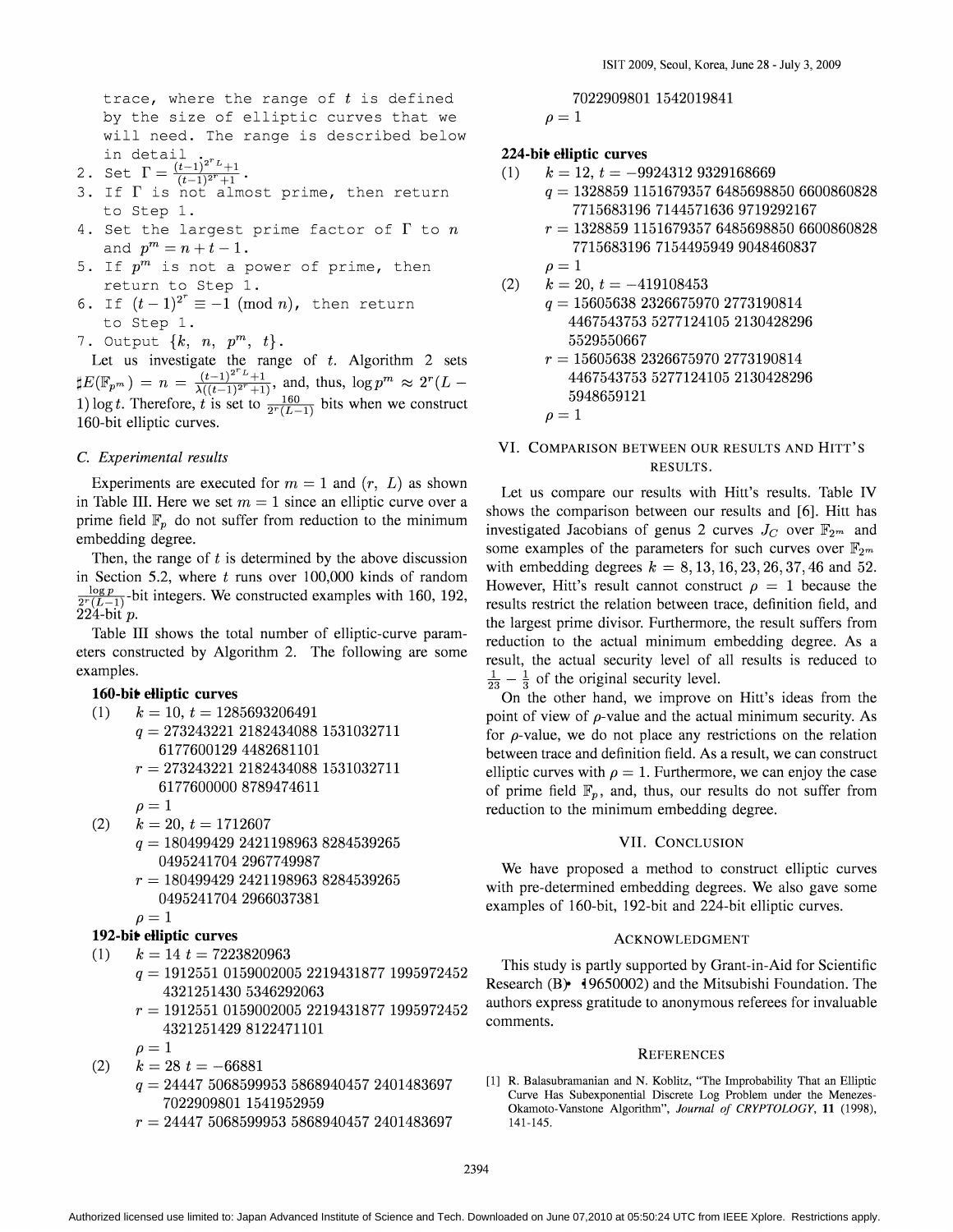trace, where the range of $t$ is defined by the size of elliptic curves that we will need. The range is described below in detail .

2. Set $\Gamma = \frac{(t-1)^{2^r L}+1}{(t-1)^{2^r}+1}$.
3. If $\Gamma$ is not almost prime, then return to Step 1.
4. Set the largest prime factor of $\Gamma$ to $n$ and $p^m = n + t - 1$.
5. If $p^m$ is not a power of prime, then return to Step 1.
6. If $(t-1)^{2^r} \equiv -1 \pmod{n}$, then return to Step 1.
7. Output $\{k,\ n,\ p^m,\ t\}$.

Let us investigate the range of $t$. Algorithm 2 sets $\sharp E(\mathbb{F}_{p^m}) = n = \frac{(t-1)^{2^r L}+1}{\lambda((t-1)^{2^r}+1)}$, and, thus, $\log p^m \approx 2^r(L-1)\log t$. Therefore, $t$ is set to $\frac{160}{2^r(L-1)}$ bits when we construct 160-bit elliptic curves.

### C. Experimental results

Experiments are executed for $m = 1$ and $(r,\ L)$ as shown in Table III. Here we set $m = 1$ since an elliptic curve over a prime field $\mathbb{F}_p$ do not suffer from reduction to the minimum embedding degree.

Then, the range of $t$ is determined by the above discussion in Section 5.2, where $t$ runs over 100,000 kinds of random $\frac{\log p}{2^r(L-1)}$-bit integers. We constructed examples with 160, 192, 224-bit $p$.

Table III shows the total number of elliptic-curve parameters constructed by Algorithm 2. The following are some examples.

**160-bit elliptic curves**

(1) $k = 10$, $t = 1285693206491$
$q = 273243221\ 2182434088\ 1531032711\ 6177600129\ 4482681101$
$r = 273243221\ 2182434088\ 1531032711\ 6177600000\ 8789474611$
$\rho = 1$

(2) $k = 20$, $t = 1712607$
$q = 180499429\ 2421198963\ 8284539265\ 0495241704\ 2967749987$
$r = 180499429\ 2421198963\ 8284539265\ 0495241704\ 2966037381$
$\rho = 1$

**192-bit elliptic curves**

(1) $k = 14$ $t = 7223820963$
$q = 1912551\ 0159002005\ 2219431877\ 1995972452\ 4321251430\ 5346292063$
$r = 1912551\ 0159002005\ 2219431877\ 1995972452\ 4321251429\ 8122471101$
$\rho = 1$

(2) $k = 28$ $t = -66881$
$q = 24447\ 5068599953\ 5868940457\ 2401483697\ 7022909801\ 1541952959$
$r = 24447\ 5068599953\ 5868940457\ 2401483697\ 7022909801\ 1542019841$
$\rho = 1$

**224-bit elliptic curves**

(1) $k = 12$, $t = -9924312\ 9329168669$
$q = 1328859\ 1151679357\ 6485698850\ 6600860828\ 7715683196\ 7144571636\ 9719292167$
$r = 1328859\ 1151679357\ 6485698850\ 6600860828\ 7715683196\ 7154495949\ 9048460837$
$\rho = 1$

(2) $k = 20$, $t = -419108453$
$q = 15605638\ 2326675970\ 2773190814\ 4467543753\ 5277124105\ 2130428296\ 5529550667$
$r = 15605638\ 2326675970\ 2773190814\ 4467543753\ 5277124105\ 2130428296\ 5948659121$
$\rho = 1$

## VI. Comparison between our results and Hitt's results.

Let us compare our results with Hitt's results. Table IV shows the comparison between our results and [6]. Hitt has investigated Jacobians of genus 2 curves $J_C$ over $\mathbb{F}_{2^m}$ and some examples of the parameters for such curves over $\mathbb{F}_{2^m}$ with embedding degrees $k = 8, 13, 16, 23, 26, 37, 46$ and $52$. However, Hitt's result cannot construct $\rho = 1$ because the results restrict the relation between trace, definition field, and the largest prime divisor. Furthermore, the result suffers from reduction to the actual minimum embedding degree. As a result, the actual security level of all results is reduced to $\frac{1}{23} - \frac{1}{3}$ of the original security level.

On the other hand, we improve on Hitt's ideas from the point of view of $\rho$-value and the actual minimum security. As for $\rho$-value, we do not place any restrictions on the relation between trace and definition field. As a result, we can construct elliptic curves with $\rho = 1$. Furthermore, we can enjoy the case of prime field $\mathbb{F}_p$, and, thus, our results do not suffer from reduction to the minimum embedding degree.

## VII. Conclusion

We have proposed a method to construct elliptic curves with pre-determined embedding degrees. We also gave some examples of 160-bit, 192-bit and 224-bit elliptic curves.

## Acknowledgment

This study is partly supported by Grant-in-Aid for Scientific Research (B) (19650002) and the Mitsubishi Foundation. The authors express gratitude to anonymous referees for invaluable comments.

## References

[1] R. Balasubramanian and N. Koblitz, "The Improbability That an Elliptic Curve Has Subexponential Discrete Log Problem under the Menezes-Okamoto-Vanstone Algorithm", *Journal of CRYPTOLOGY*, **11** (1998), 141-145.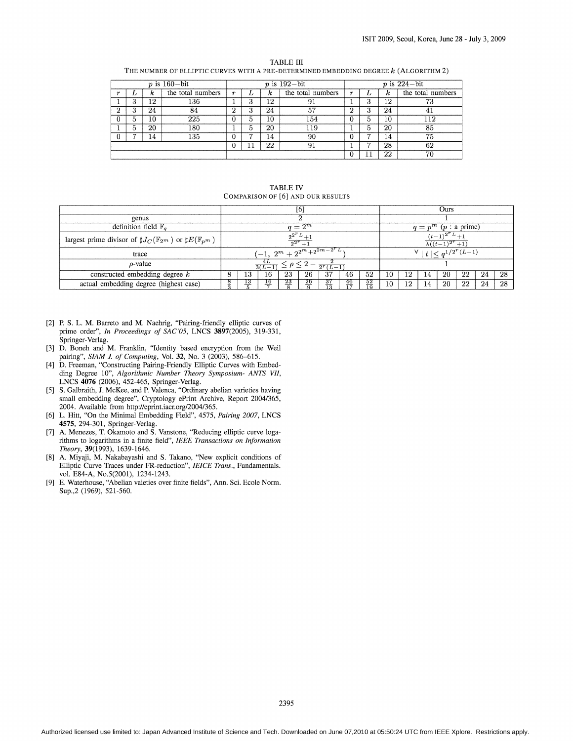TABLE III
THE NUMBER OF ELLIPTIC CURVES WITH A PRE-DETERMINED EMBEDDING DEGREE $k$ (ALGORITHM 2)

| $p$ is 160−bit | | | | $p$ is 192−bit | | | | $p$ is 224−bit | | | |
|---|---|---|---|---|---|---|---|---|---|---|---|
| $r$ | $L$ | $k$ | the total numbers | $r$ | $L$ | $k$ | the total numbers | $r$ | $L$ | $k$ | the total numbers |
| 1 | 3 | 12 | 136 | 1 | 3 | 12 | 91 | 1 | 3 | 12 | 73 |
| 2 | 3 | 24 | 84 | 2 | 3 | 24 | 57 | 2 | 3 | 24 | 41 |
| 0 | 5 | 10 | 225 | 0 | 5 | 10 | 154 | 0 | 5 | 10 | 112 |
| 1 | 5 | 20 | 180 | 1 | 5 | 20 | 119 | 1 | 5 | 20 | 85 |
| 0 | 7 | 14 | 135 | 0 | 7 | 14 | 90 | 0 | 7 | 14 | 75 |
| | | | | 0 | 11 | 22 | 91 | 1 | 7 | 28 | 62 |
| | | | | | | | | 0 | 11 | 22 | 70 |

TABLE IV
COMPARISON OF [6] AND OUR RESULTS

| | [6] | | | | | | | | Ours | | | | | | |
|---|---|---|---|---|---|---|---|---|---|---|---|---|---|---|---|
| genus | 2 | | | | | | | | 1 | | | | | | |
| definition field $\mathbb{F}_q$ | $q = 2^m$ | | | | | | | | $q = p^m$ ($p$ : a prime) | | | | | | |
| largest prime divisor of $\sharp J_C(\mathbb{F}_{2^m})$ or $\sharp E(\mathbb{F}_{p^m})$ | $\frac{2^{2^r L}+1}{2^{2^r}+1}$ | | | | | | | | $\frac{(t-1)^{2^r L}+1}{\lambda((t-1)^{2^r}+1)}$ | | | | | | |
| trace | $(-1,\ 2^m + 2^{2m-2^r L})$ | | | | | | | | $\forall \mid t \mid \leq q^{1/2^r(L-1)}$ | | | | | | |
| $\rho$-value | $\frac{4L}{3(L-1)} \leq \rho \leq 2 - \frac{2}{2^r(L-1)}$ | | | | | | | | 1 | | | | | | |
| constructed embedding degree $k$ | 8 | 13 | 16 | 23 | 26 | 37 | 46 | 52 | 10 | 12 | 14 | 20 | 22 | 24 | 28 |
| actual embedding degree (highest case) | $\frac{8}{3}$ | $\frac{13}{5}$ | $\frac{16}{7}$ | $\frac{23}{8}$ | $\frac{26}{9}$ | $\frac{37}{13}$ | $\frac{46}{17}$ | $\frac{52}{19}$ | 10 | 12 | 14 | 20 | 22 | 24 | 28 |

[2] P. S. L. M. Barreto and M. Naehrig, "Pairing-friendly elliptic curves of prime order", *In Proceedings of SAC'05*, LNCS **3897**(2005), 319-331, Springer-Verlag.

[3] D. Boneh and M. Franklin, "Identity based encryption from the Weil pairing", *SIAM J. of Computing*, Vol. **32**, No. 3 (2003), 586–615.

[4] D. Freeman, "Constructing Pairing-Friendly Elliptic Curves with Embedding Degree 10", *Algorithmic Number Theory Symposium- ANTS VII*, LNCS **4076** (2006), 452-465, Springer-Verlag.

[5] S. Galbraith, J. McKee, and P. Valenca, "Ordinary abelian varieties having small embedding degree", Cryptology ePrint Archive, Report 2004/365, 2004. Available from http://eprint.iacr.org/2004/365.

[6] L. Hitt, "On the Minimal Embedding Field", 4575, *Pairing 2007*, LNCS **4575**, 294-301, Springer-Verlag.

[7] A. Menezes, T. Okamoto and S. Vanstone, "Reducing elliptic curve logarithms to logarithms in a finite field", *IEEE Transactions on Information Theory*, **39**(1993), 1639-1646.

[8] A. Miyaji, M. Nakabayashi and S. Takano, "New explicit conditions of Elliptic Curve Traces under FR-reduction", *IEICE Trans.*, Fundamentals. vol. E84-A, No.5(2001), 1234-1243.

[9] E. Waterhouse, "Abelian vaieties over finite fields", Ann. Sci. Ecole Norm. Sup.,2 (1969), 521-560.